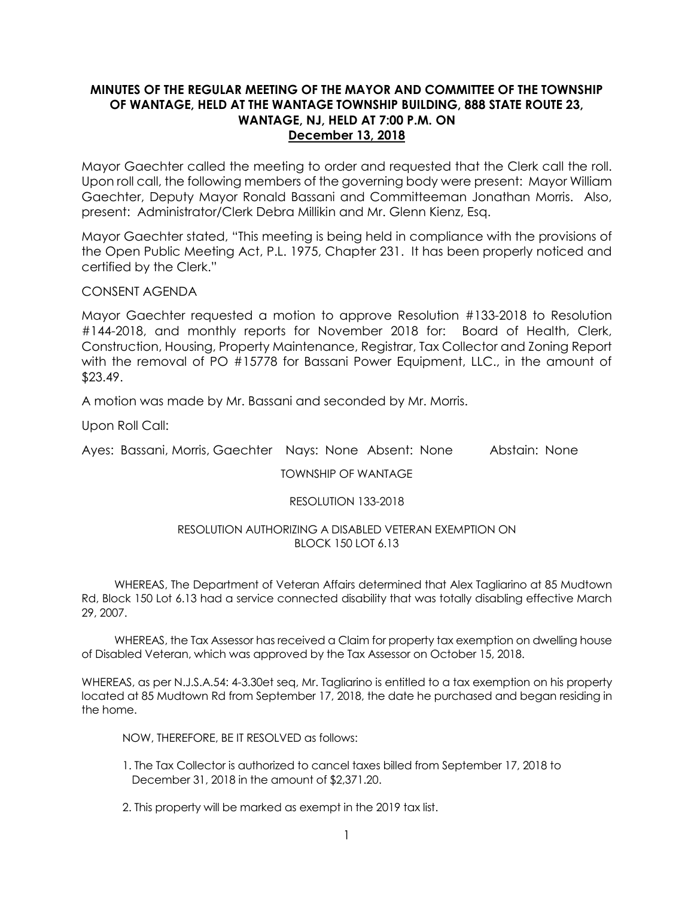**MINUTES OF THE REGULAR MEETING OF THE MAYOR AND COMMITTEE OF THE TOWNSHIP OF WANTAGE, HELD AT THE WANTAGE TOWNSHIP BUILDING, 888 STATE ROUTE 23, WANTAGE, NJ, HELD AT 7:00 P.M. ON**
**December 13, 2018**

Mayor Gaechter called the meeting to order and requested that the Clerk call the roll. Upon roll call, the following members of the governing body were present: Mayor William Gaechter, Deputy Mayor Ronald Bassani and Committeeman Jonathan Morris. Also, present: Administrator/Clerk Debra Millikin and Mr. Glenn Kienz, Esq.

Mayor Gaechter stated, "This meeting is being held in compliance with the provisions of the Open Public Meeting Act, P.L. 1975, Chapter 231. It has been properly noticed and certified by the Clerk."

CONSENT AGENDA

Mayor Gaechter requested a motion to approve Resolution #133-2018 to Resolution #144-2018, and monthly reports for November 2018 for: Board of Health, Clerk, Construction, Housing, Property Maintenance, Registrar, Tax Collector and Zoning Report with the removal of PO #15778 for Bassani Power Equipment, LLC., in the amount of $23.49.

A motion was made by Mr. Bassani and seconded by Mr. Morris.

Upon Roll Call:

Ayes: Bassani, Morris, Gaechter Nays: None Absent: None Abstain: None

TOWNSHIP OF WANTAGE

RESOLUTION 133-2018

RESOLUTION AUTHORIZING A DISABLED VETERAN EXEMPTION ON BLOCK 150 LOT 6.13

WHEREAS, The Department of Veteran Affairs determined that Alex Tagliarino at 85 Mudtown Rd, Block 150 Lot 6.13 had a service connected disability that was totally disabling effective March 29, 2007.

WHEREAS, the Tax Assessor has received a Claim for property tax exemption on dwelling house of Disabled Veteran, which was approved by the Tax Assessor on October 15, 2018.

WHEREAS, as per N.J.S.A.54: 4-3.30et seq, Mr. Tagliarino is entitled to a tax exemption on his property located at 85 Mudtown Rd from September 17, 2018, the date he purchased and began residing in the home.

NOW, THEREFORE, BE IT RESOLVED as follows:

1. The Tax Collector is authorized to cancel taxes billed from September 17, 2018 to December 31, 2018 in the amount of $2,371.20.
2. This property will be marked as exempt in the 2019 tax list.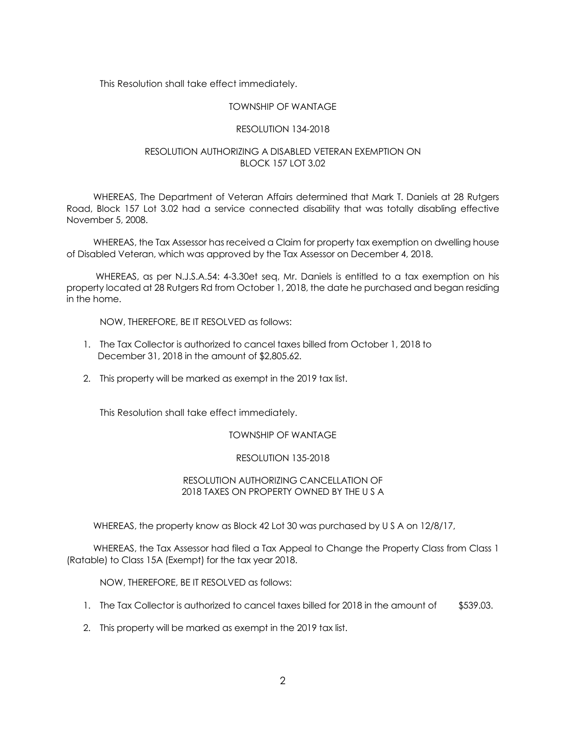This Resolution shall take effect immediately.

TOWNSHIP OF WANTAGE

RESOLUTION 134-2018

RESOLUTION AUTHORIZING A DISABLED VETERAN EXEMPTION ON BLOCK 157 LOT 3.02

WHEREAS, The Department of Veteran Affairs determined that Mark T. Daniels at 28 Rutgers Road, Block 157 Lot 3.02 had a service connected disability that was totally disabling effective November 5, 2008.

WHEREAS, the Tax Assessor has received a Claim for property tax exemption on dwelling house of Disabled Veteran, which was approved by the Tax Assessor on December 4, 2018.

WHEREAS, as per N.J.S.A.54: 4-3.30et seq, Mr. Daniels is entitled to a tax exemption on his property located at 28 Rutgers Rd from October 1, 2018, the date he purchased and began residing in the home.

NOW, THEREFORE, BE IT RESOLVED as follows:

1. The Tax Collector is authorized to cancel taxes billed from October 1, 2018 to December 31, 2018 in the amount of $2,805.62.
2. This property will be marked as exempt in the 2019 tax list.

This Resolution shall take effect immediately.

TOWNSHIP OF WANTAGE

RESOLUTION 135-2018

RESOLUTION AUTHORIZING CANCELLATION OF 2018 TAXES ON PROPERTY OWNED BY THE U S A

WHEREAS, the property know as Block 42 Lot 30 was purchased by U S A on 12/8/17,

WHEREAS, the Tax Assessor had filed a Tax Appeal to Change the Property Class from Class 1 (Ratable) to Class 15A (Exempt) for the tax year 2018.

NOW, THEREFORE, BE IT RESOLVED as follows:

1. The Tax Collector is authorized to cancel taxes billed for 2018 in the amount of $539.03.
2. This property will be marked as exempt in the 2019 tax list.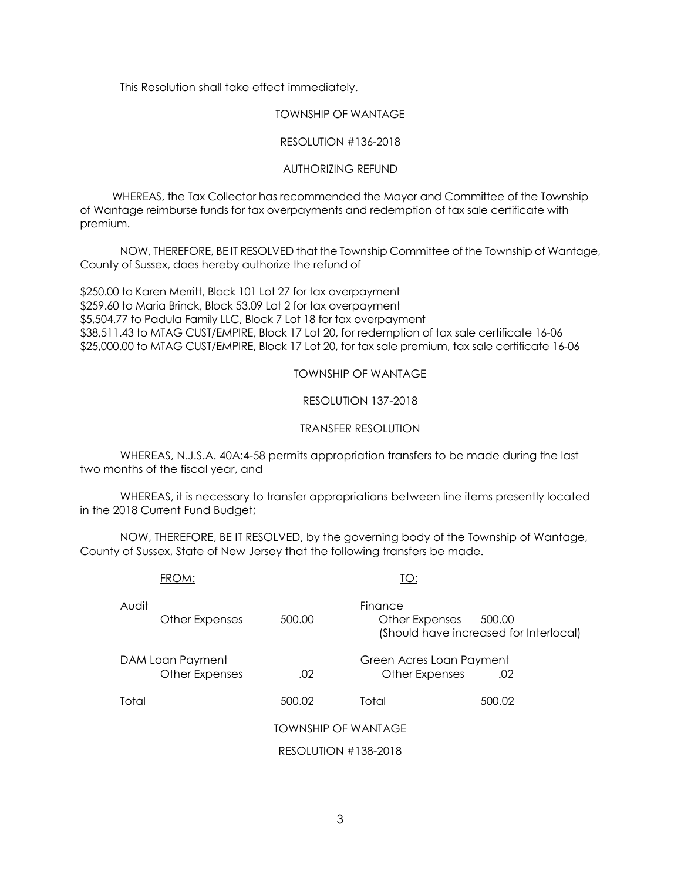This Resolution shall take effect immediately.

TOWNSHIP OF WANTAGE

RESOLUTION #136-2018

AUTHORIZING REFUND

WHEREAS, the Tax Collector has recommended the Mayor and Committee of the Township of Wantage reimburse funds for tax overpayments and redemption of tax sale certificate with premium.

NOW, THEREFORE, BE IT RESOLVED that the Township Committee of the Township of Wantage, County of Sussex, does hereby authorize the refund of

$250.00 to Karen Merritt, Block 101 Lot 27 for tax overpayment
$259.60 to Maria Brinck, Block 53.09 Lot 2 for tax overpayment
$5,504.77 to Padula Family LLC, Block 7 Lot 18 for tax overpayment
$38,511.43 to MTAG CUST/EMPIRE, Block 17 Lot 20, for redemption of tax sale certificate 16-06
$25,000.00 to MTAG CUST/EMPIRE, Block 17 Lot 20, for tax sale premium, tax sale certificate 16-06

TOWNSHIP OF WANTAGE

RESOLUTION 137-2018

TRANSFER RESOLUTION

WHEREAS, N.J.S.A. 40A:4-58 permits appropriation transfers to be made during the last two months of the fiscal year, and

WHEREAS, it is necessary to transfer appropriations between line items presently located in the 2018 Current Fund Budget;

NOW, THEREFORE, BE IT RESOLVED, by the governing body of the Township of Wantage, County of Sussex, State of New Jersey that the following transfers be made.

| FROM: | | TO: | |
|---|---|---|---|
| Audit<br>Other Expenses | 500.00 | Finance<br>Other Expenses<br>(Should have increased for Interlocal) | 500.00 |
| DAM Loan Payment<br>Other Expenses | .02 | Green Acres Loan Payment<br>Other Expenses | .02 |
| Total | 500.02 | Total | 500.02 |

TOWNSHIP OF WANTAGE

RESOLUTION #138-2018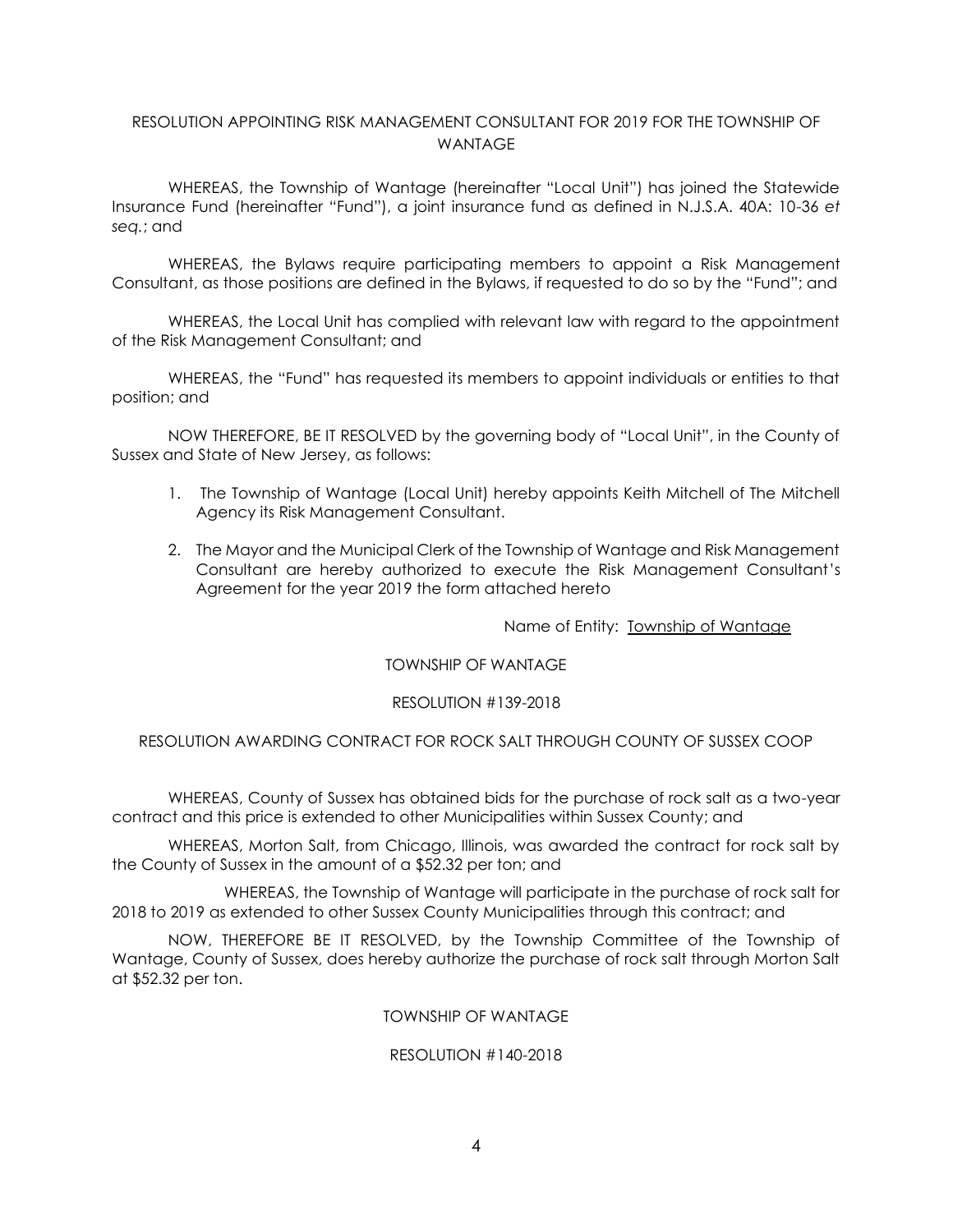RESOLUTION APPOINTING RISK MANAGEMENT CONSULTANT FOR 2019 FOR THE TOWNSHIP OF WANTAGE

WHEREAS, the Township of Wantage (hereinafter "Local Unit") has joined the Statewide Insurance Fund (hereinafter "Fund"), a joint insurance fund as defined in N.J.S.A. 40A: 10-36 *et seq.*; and

WHEREAS, the Bylaws require participating members to appoint a Risk Management Consultant, as those positions are defined in the Bylaws, if requested to do so by the "Fund"; and

WHEREAS, the Local Unit has complied with relevant law with regard to the appointment of the Risk Management Consultant; and

WHEREAS, the "Fund" has requested its members to appoint individuals or entities to that position; and

NOW THEREFORE, BE IT RESOLVED by the governing body of "Local Unit", in the County of Sussex and State of New Jersey, as follows:

1. The Township of Wantage (Local Unit) hereby appoints Keith Mitchell of The Mitchell Agency its Risk Management Consultant.
2. The Mayor and the Municipal Clerk of the Township of Wantage and Risk Management Consultant are hereby authorized to execute the Risk Management Consultant's Agreement for the year 2019 the form attached hereto

Name of Entity: Township of Wantage

TOWNSHIP OF WANTAGE

RESOLUTION #139-2018

RESOLUTION AWARDING CONTRACT FOR ROCK SALT THROUGH COUNTY OF SUSSEX COOP

WHEREAS, County of Sussex has obtained bids for the purchase of rock salt as a two-year contract and this price is extended to other Municipalities within Sussex County; and

WHEREAS, Morton Salt, from Chicago, Illinois, was awarded the contract for rock salt by the County of Sussex in the amount of a $52.32 per ton; and

WHEREAS, the Township of Wantage will participate in the purchase of rock salt for 2018 to 2019 as extended to other Sussex County Municipalities through this contract; and

NOW, THEREFORE BE IT RESOLVED, by the Township Committee of the Township of Wantage, County of Sussex, does hereby authorize the purchase of rock salt through Morton Salt at $52.32 per ton.

TOWNSHIP OF WANTAGE

RESOLUTION #140-2018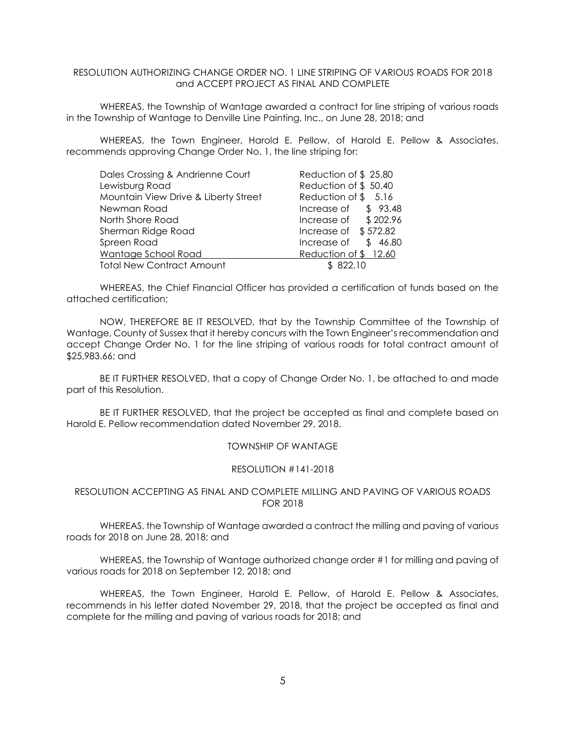RESOLUTION AUTHORIZING CHANGE ORDER NO. 1 LINE STRIPING OF VARIOUS ROADS FOR 2018 and ACCEPT PROJECT AS FINAL AND COMPLETE

WHEREAS, the Township of Wantage awarded a contract for line striping of various roads in the Township of Wantage to Denville Line Painting, Inc., on June 28, 2018; and

WHEREAS, the Town Engineer, Harold E. Pellow, of Harold E. Pellow & Associates, recommends approving Change Order No. 1, the line striping for:

| | |
|---|---|
| Dales Crossing & Andrienne Court | Reduction of $ 25.80 |
| Lewisburg Road | Reduction of $ 50.40 |
| Mountain View Drive & Liberty Street | Reduction of $ 5.16 |
| Newman Road | Increase of $ 93.48 |
| North Shore Road | Increase of $ 202.96 |
| Sherman Ridge Road | Increase of $ 572.82 |
| Spreen Road | Increase of $ 46.80 |
| Wantage School Road | Reduction of $ 12.60 |
| Total New Contract Amount | $ 822.10 |

WHEREAS, the Chief Financial Officer has provided a certification of funds based on the attached certification;

NOW, THEREFORE BE IT RESOLVED, that by the Township Committee of the Township of Wantage, County of Sussex that it hereby concurs with the Town Engineer's recommendation and accept Change Order No. 1 for the line striping of various roads for total contract amount of $25,983.66; and

BE IT FURTHER RESOLVED, that a copy of Change Order No. 1, be attached to and made part of this Resolution.

BE IT FURTHER RESOLVED, that the project be accepted as final and complete based on Harold E. Pellow recommendation dated November 29, 2018.

TOWNSHIP OF WANTAGE

RESOLUTION #141-2018

RESOLUTION ACCEPTING AS FINAL AND COMPLETE MILLING AND PAVING OF VARIOUS ROADS FOR 2018

WHEREAS, the Township of Wantage awarded a contract the milling and paving of various roads for 2018 on June 28, 2018; and

WHEREAS, the Township of Wantage authorized change order #1 for milling and paving of various roads for 2018 on September 12, 2018; and

WHEREAS, the Town Engineer, Harold E. Pellow, of Harold E. Pellow & Associates, recommends in his letter dated November 29, 2018, that the project be accepted as final and complete for the milling and paving of various roads for 2018; and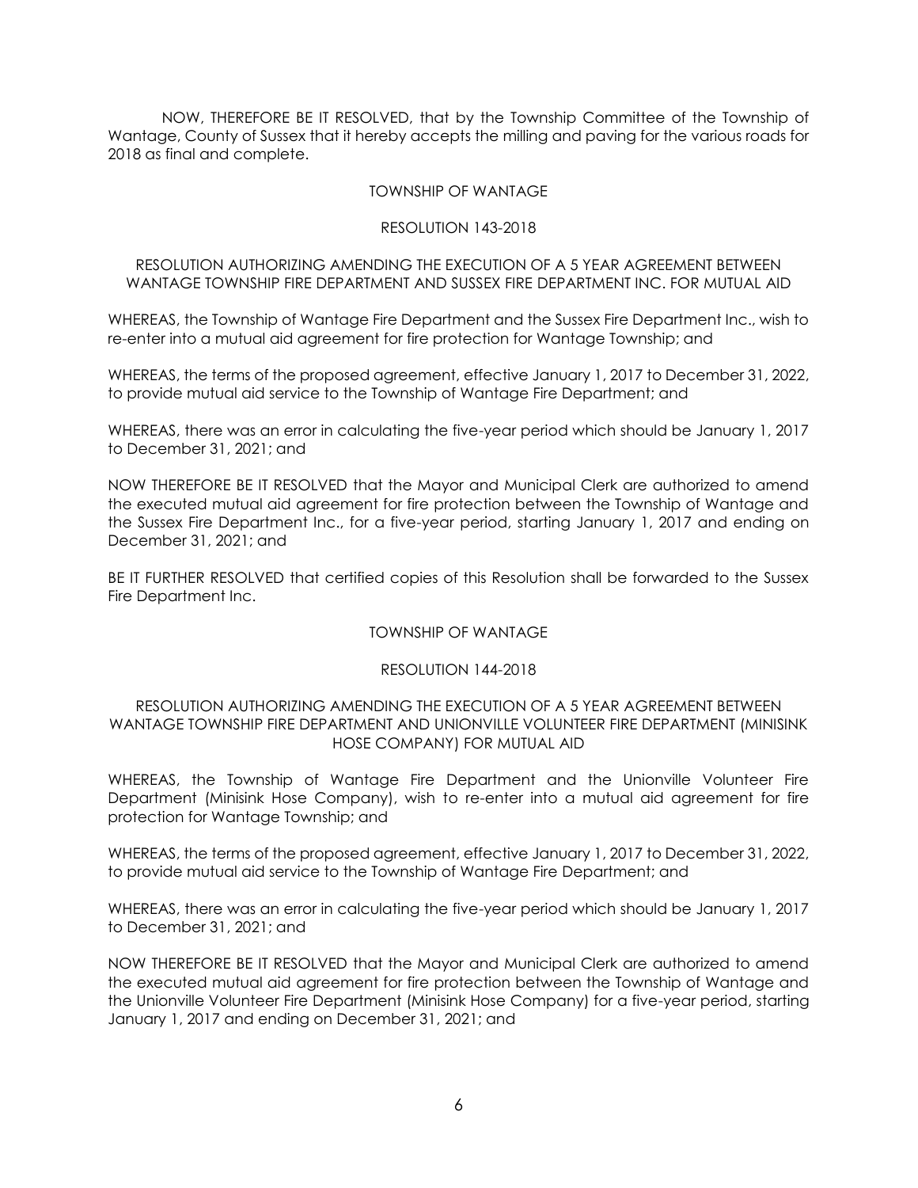NOW, THEREFORE BE IT RESOLVED, that by the Township Committee of the Township of Wantage, County of Sussex that it hereby accepts the milling and paving for the various roads for 2018 as final and complete.

TOWNSHIP OF WANTAGE

RESOLUTION 143-2018

RESOLUTION AUTHORIZING AMENDING THE EXECUTION OF A 5 YEAR AGREEMENT BETWEEN WANTAGE TOWNSHIP FIRE DEPARTMENT AND SUSSEX FIRE DEPARTMENT INC. FOR MUTUAL AID

WHEREAS, the Township of Wantage Fire Department and the Sussex Fire Department Inc., wish to re-enter into a mutual aid agreement for fire protection for Wantage Township; and

WHEREAS, the terms of the proposed agreement, effective January 1, 2017 to December 31, 2022, to provide mutual aid service to the Township of Wantage Fire Department; and

WHEREAS, there was an error in calculating the five-year period which should be January 1, 2017 to December 31, 2021; and

NOW THEREFORE BE IT RESOLVED that the Mayor and Municipal Clerk are authorized to amend the executed mutual aid agreement for fire protection between the Township of Wantage and the Sussex Fire Department Inc., for a five-year period, starting January 1, 2017 and ending on December 31, 2021; and

BE IT FURTHER RESOLVED that certified copies of this Resolution shall be forwarded to the Sussex Fire Department Inc.

TOWNSHIP OF WANTAGE

RESOLUTION 144-2018

RESOLUTION AUTHORIZING AMENDING THE EXECUTION OF A 5 YEAR AGREEMENT BETWEEN WANTAGE TOWNSHIP FIRE DEPARTMENT AND UNIONVILLE VOLUNTEER FIRE DEPARTMENT (MINISINK HOSE COMPANY) FOR MUTUAL AID

WHEREAS, the Township of Wantage Fire Department and the Unionville Volunteer Fire Department (Minisink Hose Company), wish to re-enter into a mutual aid agreement for fire protection for Wantage Township; and

WHEREAS, the terms of the proposed agreement, effective January 1, 2017 to December 31, 2022, to provide mutual aid service to the Township of Wantage Fire Department; and

WHEREAS, there was an error in calculating the five-year period which should be January 1, 2017 to December 31, 2021; and

NOW THEREFORE BE IT RESOLVED that the Mayor and Municipal Clerk are authorized to amend the executed mutual aid agreement for fire protection between the Township of Wantage and the Unionville Volunteer Fire Department (Minisink Hose Company) for a five-year period, starting January 1, 2017 and ending on December 31, 2021; and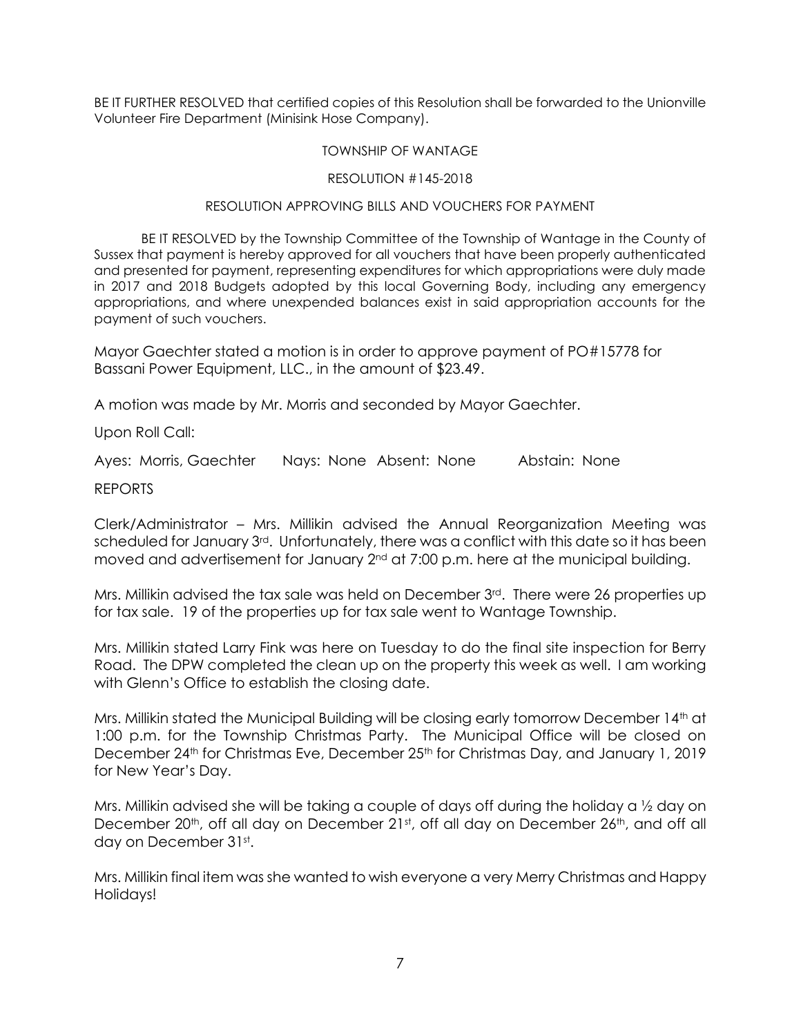BE IT FURTHER RESOLVED that certified copies of this Resolution shall be forwarded to the Unionville Volunteer Fire Department (Minisink Hose Company).

TOWNSHIP OF WANTAGE

RESOLUTION #145-2018

RESOLUTION APPROVING BILLS AND VOUCHERS FOR PAYMENT

BE IT RESOLVED by the Township Committee of the Township of Wantage in the County of Sussex that payment is hereby approved for all vouchers that have been properly authenticated and presented for payment, representing expenditures for which appropriations were duly made in 2017 and 2018 Budgets adopted by this local Governing Body, including any emergency appropriations, and where unexpended balances exist in said appropriation accounts for the payment of such vouchers.

Mayor Gaechter stated a motion is in order to approve payment of PO#15778 for Bassani Power Equipment, LLC., in the amount of $23.49.

A motion was made by Mr. Morris and seconded by Mayor Gaechter.

Upon Roll Call:

Ayes: Morris, Gaechter Nays: None Absent: None Abstain: None

REPORTS

Clerk/Administrator – Mrs. Millikin advised the Annual Reorganization Meeting was scheduled for January 3rd. Unfortunately, there was a conflict with this date so it has been moved and advertisement for January 2nd at 7:00 p.m. here at the municipal building.

Mrs. Millikin advised the tax sale was held on December 3rd. There were 26 properties up for tax sale. 19 of the properties up for tax sale went to Wantage Township.

Mrs. Millikin stated Larry Fink was here on Tuesday to do the final site inspection for Berry Road. The DPW completed the clean up on the property this week as well. I am working with Glenn's Office to establish the closing date.

Mrs. Millikin stated the Municipal Building will be closing early tomorrow December 14th at 1:00 p.m. for the Township Christmas Party. The Municipal Office will be closed on December 24th for Christmas Eve, December 25th for Christmas Day, and January 1, 2019 for New Year's Day.

Mrs. Millikin advised she will be taking a couple of days off during the holiday a ½ day on December 20th, off all day on December 21st, off all day on December 26th, and off all day on December 31st.

Mrs. Millikin final item was she wanted to wish everyone a very Merry Christmas and Happy Holidays!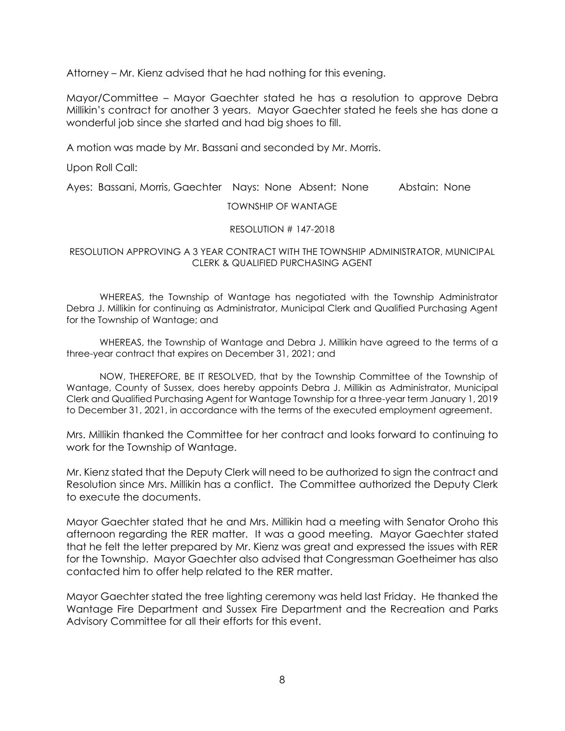Attorney – Mr. Kienz advised that he had nothing for this evening.

Mayor/Committee – Mayor Gaechter stated he has a resolution to approve Debra Millikin's contract for another 3 years. Mayor Gaechter stated he feels she has done a wonderful job since she started and had big shoes to fill.

A motion was made by Mr. Bassani and seconded by Mr. Morris.

Upon Roll Call:

Ayes: Bassani, Morris, Gaechter   Nays: None   Absent: None   Abstain: None

TOWNSHIP OF WANTAGE

RESOLUTION # 147-2018

RESOLUTION APPROVING A 3 YEAR CONTRACT WITH THE TOWNSHIP ADMINISTRATOR, MUNICIPAL CLERK & QUALIFIED PURCHASING AGENT

WHEREAS, the Township of Wantage has negotiated with the Township Administrator Debra J. Millikin for continuing as Administrator, Municipal Clerk and Qualified Purchasing Agent for the Township of Wantage; and

WHEREAS, the Township of Wantage and Debra J. Millikin have agreed to the terms of a three-year contract that expires on December 31, 2021; and

NOW, THEREFORE, BE IT RESOLVED, that by the Township Committee of the Township of Wantage, County of Sussex, does hereby appoints Debra J. Millikin as Administrator, Municipal Clerk and Qualified Purchasing Agent for Wantage Township for a three-year term January 1, 2019 to December 31, 2021, in accordance with the terms of the executed employment agreement.

Mrs. Millikin thanked the Committee for her contract and looks forward to continuing to work for the Township of Wantage.

Mr. Kienz stated that the Deputy Clerk will need to be authorized to sign the contract and Resolution since Mrs. Millikin has a conflict. The Committee authorized the Deputy Clerk to execute the documents.

Mayor Gaechter stated that he and Mrs. Millikin had a meeting with Senator Oroho this afternoon regarding the RER matter. It was a good meeting. Mayor Gaechter stated that he felt the letter prepared by Mr. Kienz was great and expressed the issues with RER for the Township. Mayor Gaechter also advised that Congressman Goetheimer has also contacted him to offer help related to the RER matter.

Mayor Gaechter stated the tree lighting ceremony was held last Friday. He thanked the Wantage Fire Department and Sussex Fire Department and the Recreation and Parks Advisory Committee for all their efforts for this event.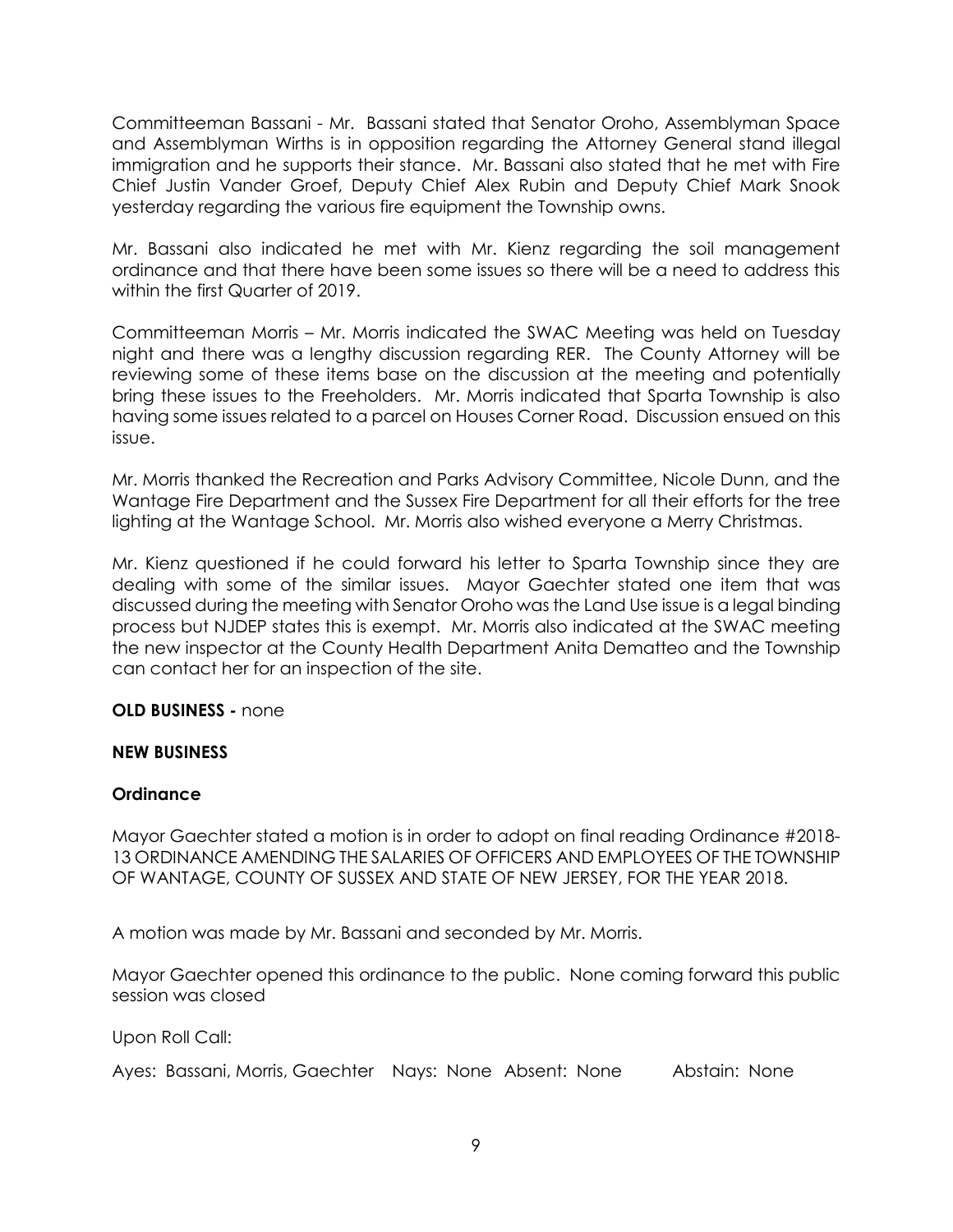Committeeman Bassani - Mr. Bassani stated that Senator Oroho, Assemblyman Space and Assemblyman Wirths is in opposition regarding the Attorney General stand illegal immigration and he supports their stance. Mr. Bassani also stated that he met with Fire Chief Justin Vander Groef, Deputy Chief Alex Rubin and Deputy Chief Mark Snook yesterday regarding the various fire equipment the Township owns.

Mr. Bassani also indicated he met with Mr. Kienz regarding the soil management ordinance and that there have been some issues so there will be a need to address this within the first Quarter of 2019.

Committeeman Morris – Mr. Morris indicated the SWAC Meeting was held on Tuesday night and there was a lengthy discussion regarding RER. The County Attorney will be reviewing some of these items base on the discussion at the meeting and potentially bring these issues to the Freeholders. Mr. Morris indicated that Sparta Township is also having some issues related to a parcel on Houses Corner Road. Discussion ensued on this issue.

Mr. Morris thanked the Recreation and Parks Advisory Committee, Nicole Dunn, and the Wantage Fire Department and the Sussex Fire Department for all their efforts for the tree lighting at the Wantage School. Mr. Morris also wished everyone a Merry Christmas.

Mr. Kienz questioned if he could forward his letter to Sparta Township since they are dealing with some of the similar issues. Mayor Gaechter stated one item that was discussed during the meeting with Senator Oroho was the Land Use issue is a legal binding process but NJDEP states this is exempt. Mr. Morris also indicated at the SWAC meeting the new inspector at the County Health Department Anita Dematteo and the Township can contact her for an inspection of the site.

**OLD BUSINESS -** none

**NEW BUSINESS**

**Ordinance**

Mayor Gaechter stated a motion is in order to adopt on final reading Ordinance #2018-13 ORDINANCE AMENDING THE SALARIES OF OFFICERS AND EMPLOYEES OF THE TOWNSHIP OF WANTAGE, COUNTY OF SUSSEX AND STATE OF NEW JERSEY, FOR THE YEAR 2018.

A motion was made by Mr. Bassani and seconded by Mr. Morris.

Mayor Gaechter opened this ordinance to the public. None coming forward this public session was closed

Upon Roll Call:

Ayes: Bassani, Morris, Gaechter Nays: None Absent: None Abstain: None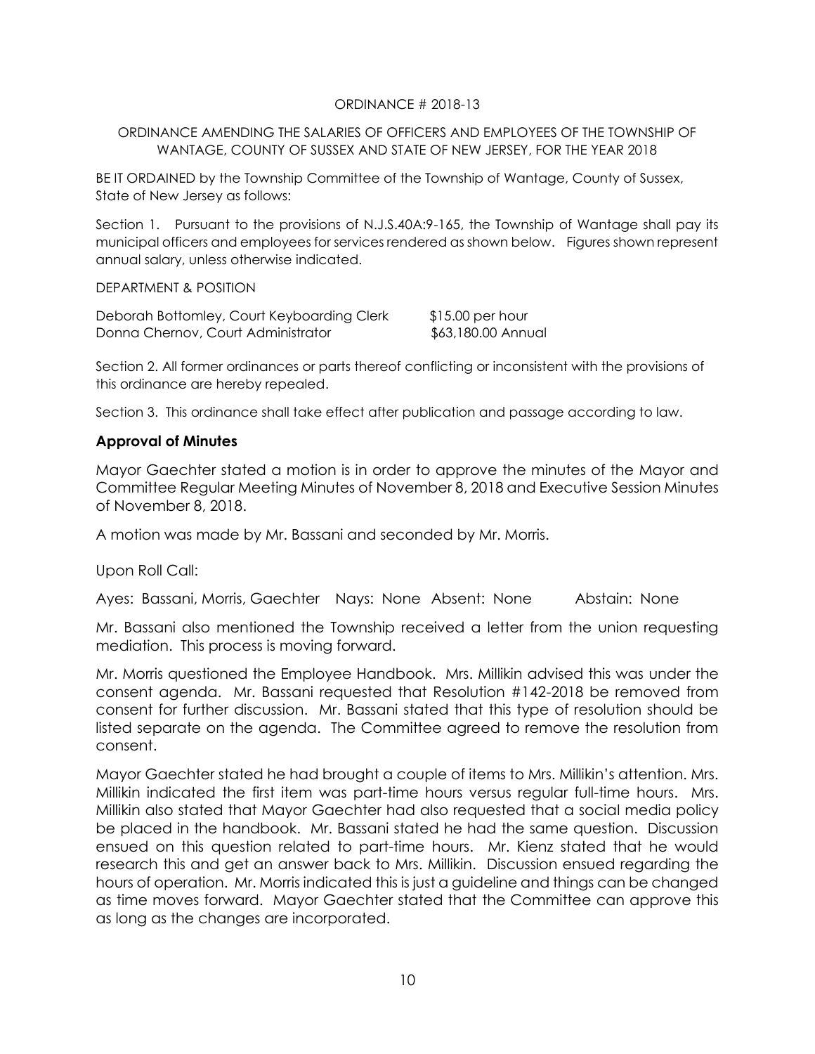ORDINANCE # 2018-13

ORDINANCE AMENDING THE SALARIES OF OFFICERS AND EMPLOYEES OF THE TOWNSHIP OF WANTAGE, COUNTY OF SUSSEX AND STATE OF NEW JERSEY, FOR THE YEAR 2018

BE IT ORDAINED by the Township Committee of the Township of Wantage, County of Sussex, State of New Jersey as follows:

Section 1. Pursuant to the provisions of N.J.S.40A:9-165, the Township of Wantage shall pay its municipal officers and employees for services rendered as shown below. Figures shown represent annual salary, unless otherwise indicated.

DEPARTMENT & POSITION

| | |
|---|---|
| Deborah Bottomley, Court Keyboarding Clerk | $15.00 per hour |
| Donna Chernov, Court Administrator | $63,180.00 Annual |

Section 2. All former ordinances or parts thereof conflicting or inconsistent with the provisions of this ordinance are hereby repealed.

Section 3. This ordinance shall take effect after publication and passage according to law.

## Approval of Minutes

Mayor Gaechter stated a motion is in order to approve the minutes of the Mayor and Committee Regular Meeting Minutes of November 8, 2018 and Executive Session Minutes of November 8, 2018.

A motion was made by Mr. Bassani and seconded by Mr. Morris.

Upon Roll Call:

Ayes: Bassani, Morris, Gaechter Nays: None Absent: None Abstain: None

Mr. Bassani also mentioned the Township received a letter from the union requesting mediation. This process is moving forward.

Mr. Morris questioned the Employee Handbook. Mrs. Millikin advised this was under the consent agenda. Mr. Bassani requested that Resolution #142-2018 be removed from consent for further discussion. Mr. Bassani stated that this type of resolution should be listed separate on the agenda. The Committee agreed to remove the resolution from consent.

Mayor Gaechter stated he had brought a couple of items to Mrs. Millikin's attention. Mrs. Millikin indicated the first item was part-time hours versus regular full-time hours. Mrs. Millikin also stated that Mayor Gaechter had also requested that a social media policy be placed in the handbook. Mr. Bassani stated he had the same question. Discussion ensued on this question related to part-time hours. Mr. Kienz stated that he would research this and get an answer back to Mrs. Millikin. Discussion ensued regarding the hours of operation. Mr. Morris indicated this is just a guideline and things can be changed as time moves forward. Mayor Gaechter stated that the Committee can approve this as long as the changes are incorporated.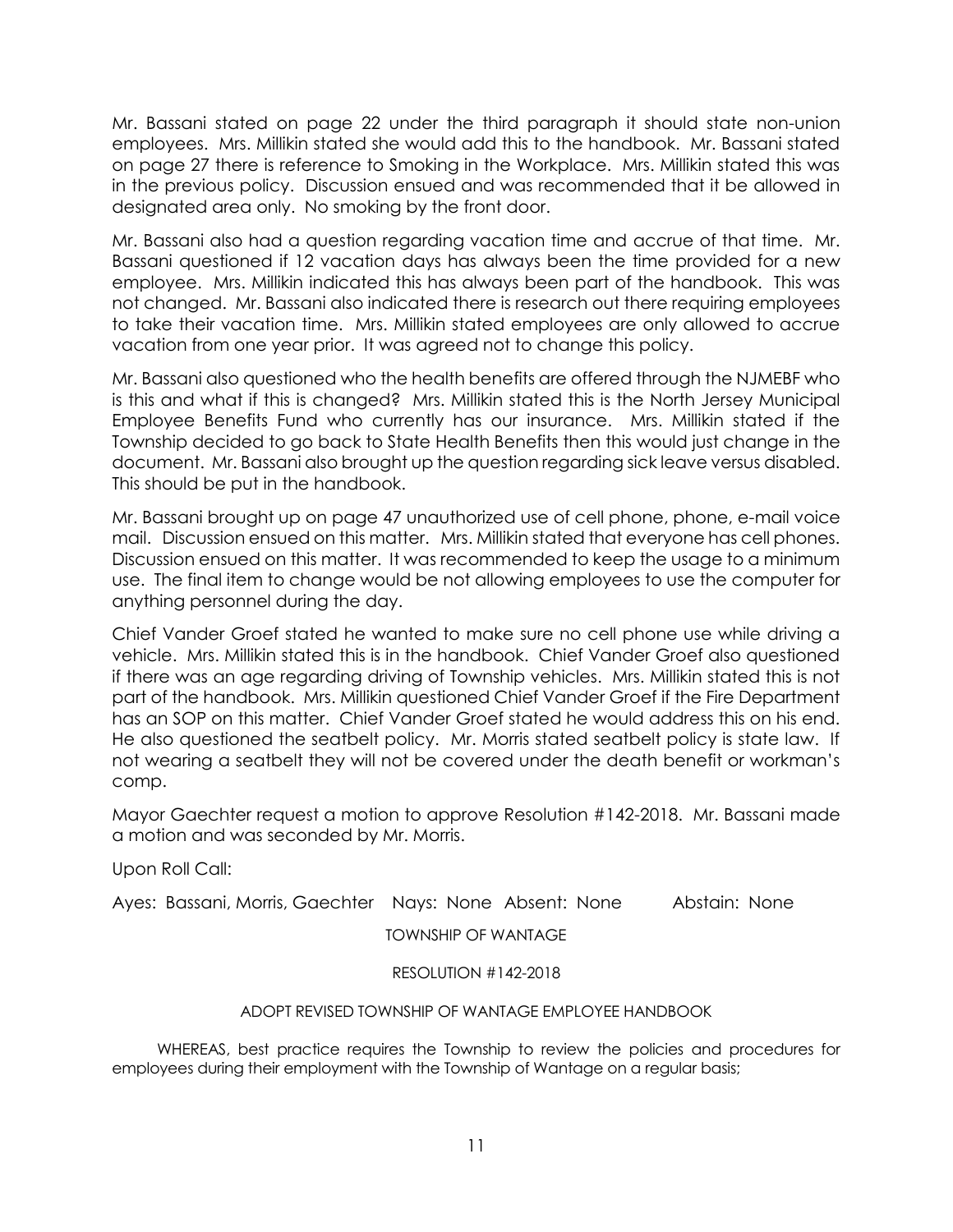Mr. Bassani stated on page 22 under the third paragraph it should state non-union employees. Mrs. Millikin stated she would add this to the handbook. Mr. Bassani stated on page 27 there is reference to Smoking in the Workplace. Mrs. Millikin stated this was in the previous policy. Discussion ensued and was recommended that it be allowed in designated area only. No smoking by the front door.

Mr. Bassani also had a question regarding vacation time and accrue of that time. Mr. Bassani questioned if 12 vacation days has always been the time provided for a new employee. Mrs. Millikin indicated this has always been part of the handbook. This was not changed. Mr. Bassani also indicated there is research out there requiring employees to take their vacation time. Mrs. Millikin stated employees are only allowed to accrue vacation from one year prior. It was agreed not to change this policy.

Mr. Bassani also questioned who the health benefits are offered through the NJMEBF who is this and what if this is changed? Mrs. Millikin stated this is the North Jersey Municipal Employee Benefits Fund who currently has our insurance. Mrs. Millikin stated if the Township decided to go back to State Health Benefits then this would just change in the document. Mr. Bassani also brought up the question regarding sick leave versus disabled. This should be put in the handbook.

Mr. Bassani brought up on page 47 unauthorized use of cell phone, phone, e-mail voice mail. Discussion ensued on this matter. Mrs. Millikin stated that everyone has cell phones. Discussion ensued on this matter. It was recommended to keep the usage to a minimum use. The final item to change would be not allowing employees to use the computer for anything personnel during the day.

Chief Vander Groef stated he wanted to make sure no cell phone use while driving a vehicle. Mrs. Millikin stated this is in the handbook. Chief Vander Groef also questioned if there was an age regarding driving of Township vehicles. Mrs. Millikin stated this is not part of the handbook. Mrs. Millikin questioned Chief Vander Groef if the Fire Department has an SOP on this matter. Chief Vander Groef stated he would address this on his end. He also questioned the seatbelt policy. Mr. Morris stated seatbelt policy is state law. If not wearing a seatbelt they will not be covered under the death benefit or workman's comp.

Mayor Gaechter request a motion to approve Resolution #142-2018. Mr. Bassani made a motion and was seconded by Mr. Morris.

Upon Roll Call:

Ayes: Bassani, Morris, Gaechter Nays: None Absent: None Abstain: None

TOWNSHIP OF WANTAGE

RESOLUTION #142-2018

ADOPT REVISED TOWNSHIP OF WANTAGE EMPLOYEE HANDBOOK

WHEREAS, best practice requires the Township to review the policies and procedures for employees during their employment with the Township of Wantage on a regular basis;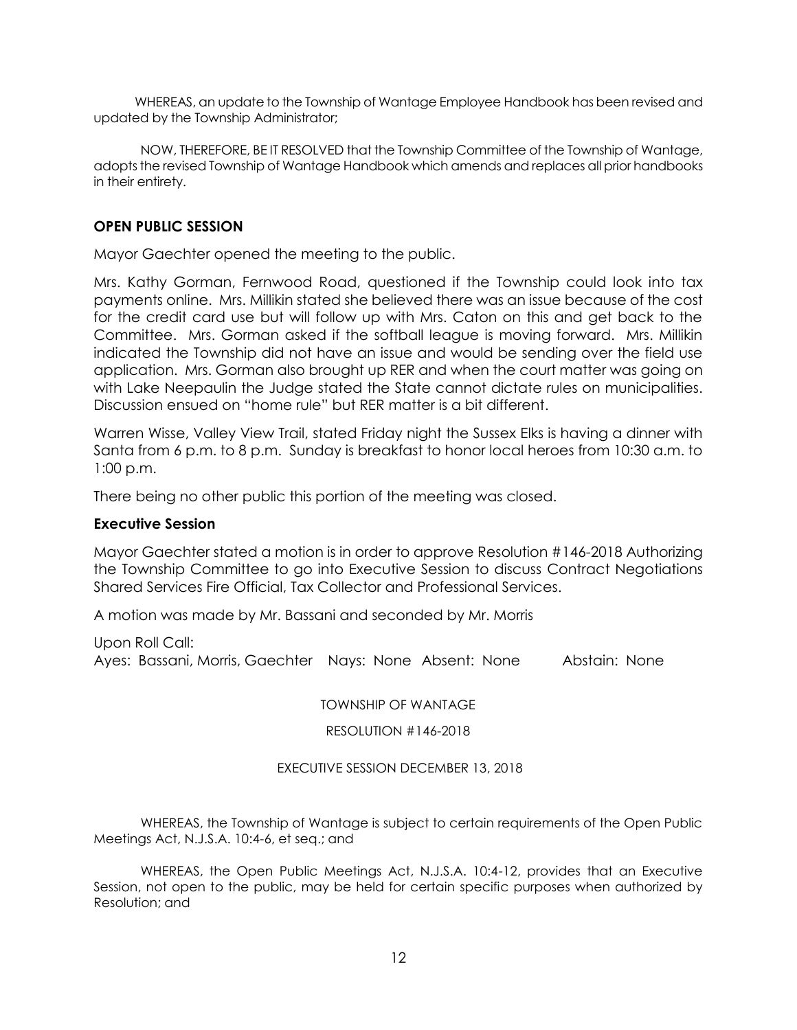WHEREAS, an update to the Township of Wantage Employee Handbook has been revised and updated by the Township Administrator;

NOW, THEREFORE, BE IT RESOLVED that the Township Committee of the Township of Wantage, adopts the revised Township of Wantage Handbook which amends and replaces all prior handbooks in their entirety.

### OPEN PUBLIC SESSION

Mayor Gaechter opened the meeting to the public.

Mrs. Kathy Gorman, Fernwood Road, questioned if the Township could look into tax payments online. Mrs. Millikin stated she believed there was an issue because of the cost for the credit card use but will follow up with Mrs. Caton on this and get back to the Committee. Mrs. Gorman asked if the softball league is moving forward. Mrs. Millikin indicated the Township did not have an issue and would be sending over the field use application. Mrs. Gorman also brought up RER and when the court matter was going on with Lake Neepaulin the Judge stated the State cannot dictate rules on municipalities. Discussion ensued on "home rule" but RER matter is a bit different.

Warren Wisse, Valley View Trail, stated Friday night the Sussex Elks is having a dinner with Santa from 6 p.m. to 8 p.m. Sunday is breakfast to honor local heroes from 10:30 a.m. to 1:00 p.m.

There being no other public this portion of the meeting was closed.

### Executive Session

Mayor Gaechter stated a motion is in order to approve Resolution #146-2018 Authorizing the Township Committee to go into Executive Session to discuss Contract Negotiations Shared Services Fire Official, Tax Collector and Professional Services.

A motion was made by Mr. Bassani and seconded by Mr. Morris

Upon Roll Call:
Ayes: Bassani, Morris, Gaechter Nays: None Absent: None Abstain: None

TOWNSHIP OF WANTAGE

RESOLUTION #146-2018

EXECUTIVE SESSION DECEMBER 13, 2018

WHEREAS, the Township of Wantage is subject to certain requirements of the Open Public Meetings Act, N.J.S.A. 10:4-6, et seq.; and

WHEREAS, the Open Public Meetings Act, N.J.S.A. 10:4-12, provides that an Executive Session, not open to the public, may be held for certain specific purposes when authorized by Resolution; and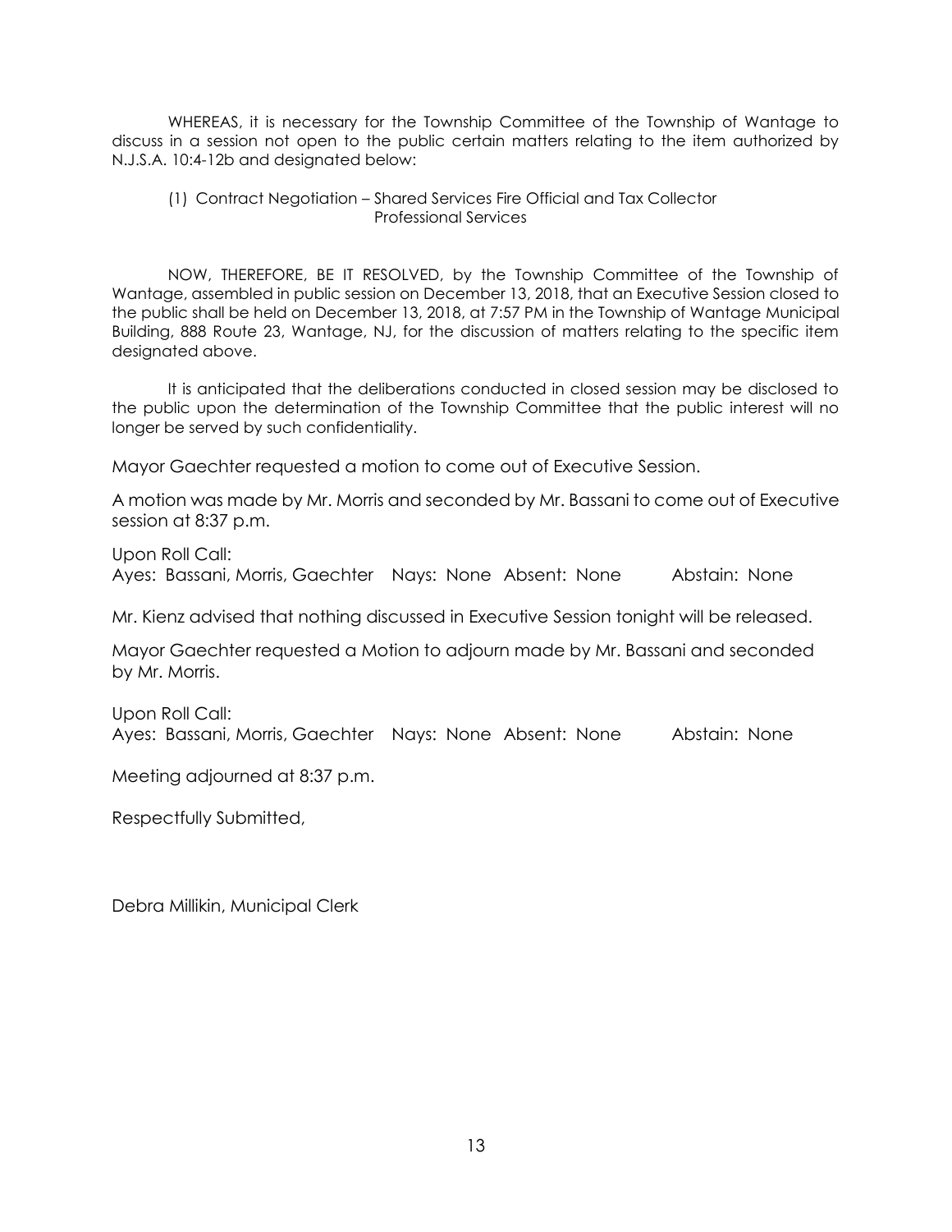WHEREAS, it is necessary for the Township Committee of the Township of Wantage to discuss in a session not open to the public certain matters relating to the item authorized by N.J.S.A. 10:4-12b and designated below:

(1) Contract Negotiation – Shared Services Fire Official and Tax Collector Professional Services

NOW, THEREFORE, BE IT RESOLVED, by the Township Committee of the Township of Wantage, assembled in public session on December 13, 2018, that an Executive Session closed to the public shall be held on December 13, 2018, at 7:57 PM in the Township of Wantage Municipal Building, 888 Route 23, Wantage, NJ, for the discussion of matters relating to the specific item designated above.

It is anticipated that the deliberations conducted in closed session may be disclosed to the public upon the determination of the Township Committee that the public interest will no longer be served by such confidentiality.

Mayor Gaechter requested a motion to come out of Executive Session.

A motion was made by Mr. Morris and seconded by Mr. Bassani to come out of Executive session at 8:37 p.m.

Upon Roll Call:
Ayes: Bassani, Morris, Gaechter Nays: None Absent: None Abstain: None

Mr. Kienz advised that nothing discussed in Executive Session tonight will be released.

Mayor Gaechter requested a Motion to adjourn made by Mr. Bassani and seconded by Mr. Morris.

Upon Roll Call:
Ayes: Bassani, Morris, Gaechter Nays: None Absent: None Abstain: None

Meeting adjourned at 8:37 p.m.

Respectfully Submitted,

Debra Millikin, Municipal Clerk